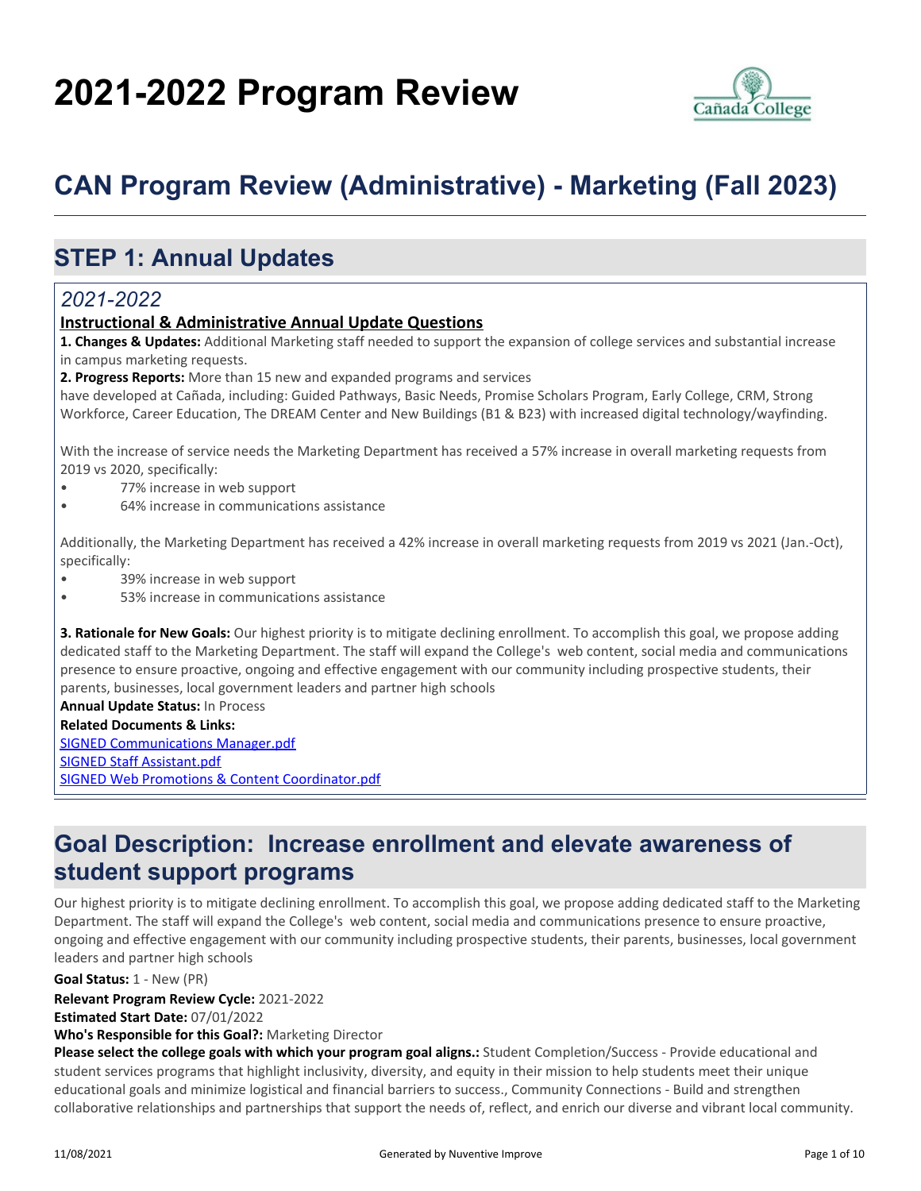# 2021-2022 Program Review

## CAN Program Review (Administrative) - Marketing (Fall 2023)

## STEP 1: Annual Updates

### *2021-2022*

**Instructional & Administrative Annual Update Questions**

**1. Changes & Updates:** Additional Marketing staff needed to support the expansion of college services and substantial increase in campus marketing requests.

**2. Progress Reports:** More than 15 new and expanded programs and services have developed at Cañada, including: Guided Pathways, Basic Needs, Promise Scholars Program, Early College, CRM, Strong Workforce, Career Education, The DREAM Center and New Buildings (B1 & B23) with increased digital technology/wayfinding.

With the increase of service needs the Marketing Department has received a 57% increase in overall marketing requests from 2019 vs 2020, specifically:

- 77% increase in web support
- 64% increase in communications assistance

Additionally, the Marketing Department has received a 42% increase in overall marketing requests from 2019 vs 2021 (Jan.-Oct), specifically:

- 39% increase in web support
- 53% increase in communications assistance

**3. Rationale for New Goals:** Our highest priority is to mitigate declining enrollment. To accomplish this goal, we propose adding dedicated staff to the Marketing Department. The staff will expand the College's web content, social media and communications presence to ensure proactive, ongoing and effective engagement with our community including prospective students, their parents, businesses, local government leaders and partner high schools

**Annual Update Status:** In Process

**Related Documents & Links:**

SIGNED Communications Manager.pdf

SIGNED Staff Assistant.pdf

SIGNED Web Promotions & Content Coordinator.pdf

## Goal Description: Increase enrollment and elevate awareness of student support programs

Our highest priority is to mitigate declining enrollment. To accomplish this goal, we propose adding dedicated staff to the Marketing Department. The staff will expand the College's web content, social media and communications presence to ensure proactive, ongoing and effective engagement with our community including prospective students, their parents, businesses, local government leaders and partner high schools

**Goal Status:** 1 - New (PR)

**Relevant Program Review Cycle:** 2021-2022

**Estimated Start Date:** 07/01/2022

**Who's Responsible for this Goal?:** Marketing Director

**Please select the college goals with which your program goal aligns.:** Student Completion/Success - Provide educational and student services programs that highlight inclusivity, diversity, and equity in their mission to help students meet their unique educational goals and minimize logistical and financial barriers to success., Community Connections - Build and strengthen collaborative relationships and partnerships that support the needs of, reflect, and enrich our diverse and vibrant local community.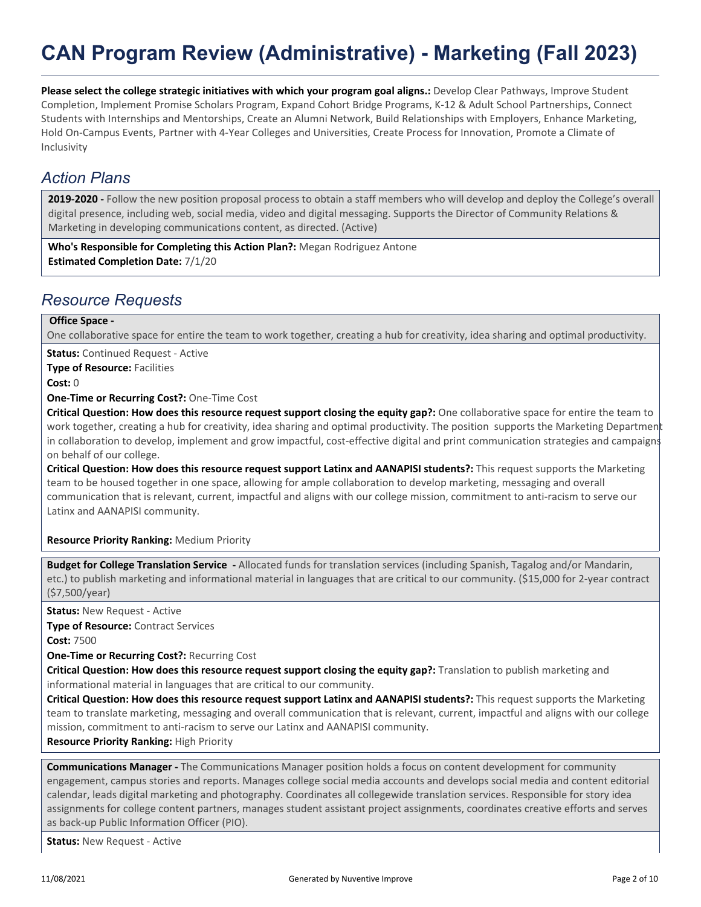# CAN Program Review (Administrative) - Marketing (Fall 2023)

**Please select the college strategic initiatives with which your program goal aligns.:** Develop Clear Pathways, Improve Student Completion, Implement Promise Scholars Program, Expand Cohort Bridge Programs, K-12 & Adult School Partnerships, Connect Students with Internships and Mentorships, Create an Alumni Network, Build Relationships with Employers, Enhance Marketing, Hold On-Campus Events, Partner with 4-Year Colleges and Universities, Create Process for Innovation, Promote a Climate of Inclusivity

## *Action Plans*

**2019-2020 -** Follow the new position proposal process to obtain a staff members who will develop and deploy the College's overall digital presence, including web, social media, video and digital messaging. Supports the Director of Community Relations & Marketing in developing communications content, as directed. (Active)

**Who's Responsible for Completing this Action Plan?:** Megan Rodriguez Antone
**Estimated Completion Date:** 7/1/20

## *Resource Requests*

**Office Space -**
One collaborative space for entire the team to work together, creating a hub for creativity, idea sharing and optimal productivity.

**Status:** Continued Request - Active
**Type of Resource:** Facilities
**Cost:** 0
**One-Time or Recurring Cost?:** One-Time Cost
**Critical Question: How does this resource request support closing the equity gap?:** One collaborative space for entire the team to work together, creating a hub for creativity, idea sharing and optimal productivity. The position supports the Marketing Department in collaboration to develop, implement and grow impactful, cost-effective digital and print communication strategies and campaigns on behalf of our college.
**Critical Question: How does this resource request support Latinx and AANAPISI students?:** This request supports the Marketing team to be housed together in one space, allowing for ample collaboration to develop marketing, messaging and overall communication that is relevant, current, impactful and aligns with our college mission, commitment to anti-racism to serve our Latinx and AANAPISI community.

**Resource Priority Ranking:** Medium Priority

**Budget for College Translation Service -** Allocated funds for translation services (including Spanish, Tagalog and/or Mandarin, etc.) to publish marketing and informational material in languages that are critical to our community. ($15,000 for 2-year contract ($7,500/year)

**Status:** New Request - Active
**Type of Resource:** Contract Services
**Cost:** 7500
**One-Time or Recurring Cost?:** Recurring Cost
**Critical Question: How does this resource request support closing the equity gap?:** Translation to publish marketing and informational material in languages that are critical to our community.
**Critical Question: How does this resource request support Latinx and AANAPISI students?:** This request supports the Marketing team to translate marketing, messaging and overall communication that is relevant, current, impactful and aligns with our college mission, commitment to anti-racism to serve our Latinx and AANAPISI community.
**Resource Priority Ranking:** High Priority

**Communications Manager -** The Communications Manager position holds a focus on content development for community engagement, campus stories and reports. Manages college social media accounts and develops social media and content editorial calendar, leads digital marketing and photography. Coordinates all collegewide translation services. Responsible for story idea assignments for college content partners, manages student assistant project assignments, coordinates creative efforts and serves as back-up Public Information Officer (PIO).

**Status:** New Request - Active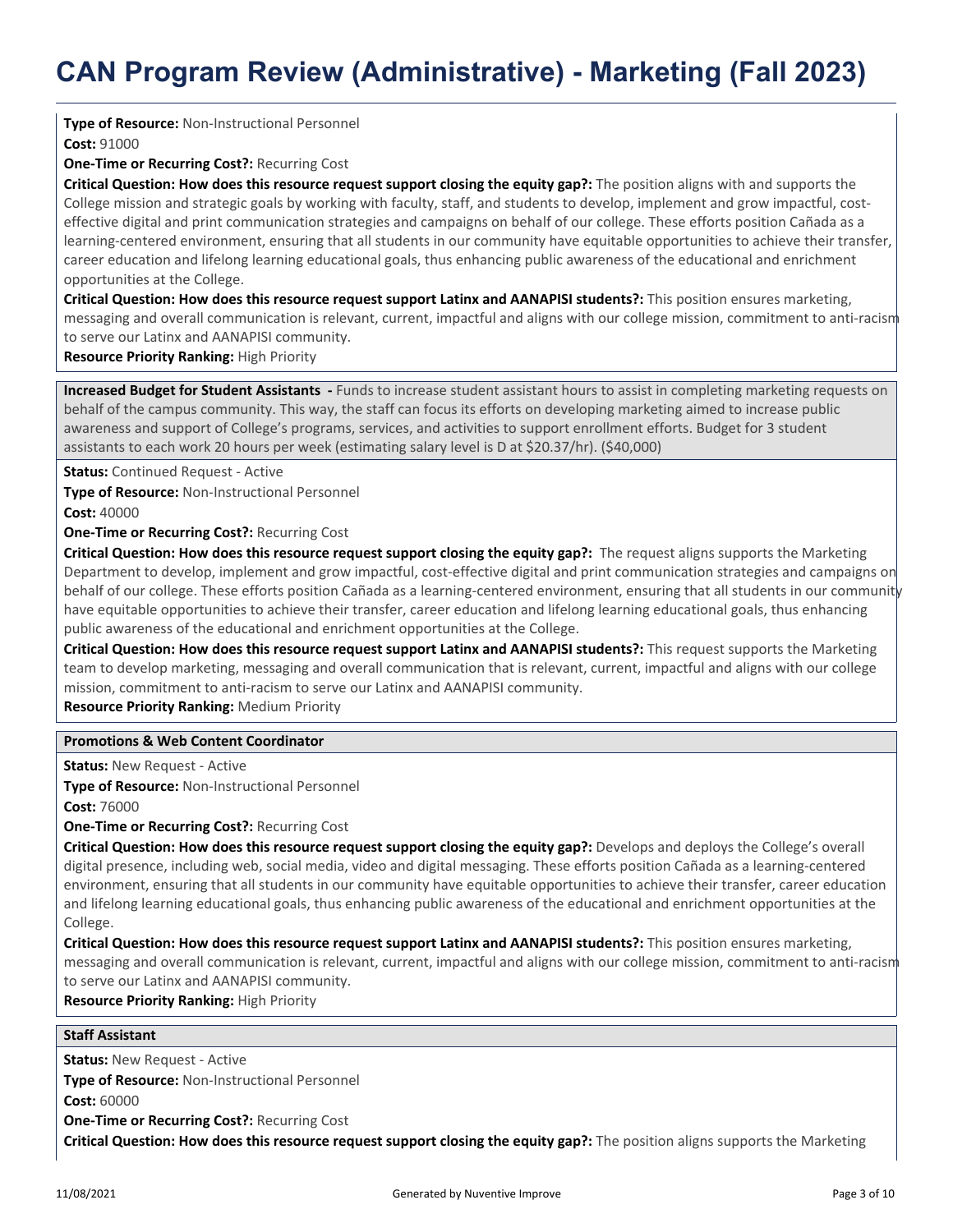**Type of Resource:** Non-Instructional Personnel

**Cost:** 91000

**One-Time or Recurring Cost?:** Recurring Cost

**Critical Question: How does this resource request support closing the equity gap?:** The position aligns with and supports the College mission and strategic goals by working with faculty, staff, and students to develop, implement and grow impactful, cost-effective digital and print communication strategies and campaigns on behalf of our college. These efforts position Cañada as a learning-centered environment, ensuring that all students in our community have equitable opportunities to achieve their transfer, career education and lifelong learning educational goals, thus enhancing public awareness of the educational and enrichment opportunities at the College.

**Critical Question: How does this resource request support Latinx and AANAPISI students?:** This position ensures marketing, messaging and overall communication is relevant, current, impactful and aligns with our college mission, commitment to anti-racism to serve our Latinx and AANAPISI community.

**Resource Priority Ranking:** High Priority

**Increased Budget for Student Assistants -** Funds to increase student assistant hours to assist in completing marketing requests on behalf of the campus community. This way, the staff can focus its efforts on developing marketing aimed to increase public awareness and support of College's programs, services, and activities to support enrollment efforts. Budget for 3 student assistants to each work 20 hours per week (estimating salary level is D at $20.37/hr). ($40,000)

**Status:** Continued Request - Active

**Type of Resource:** Non-Instructional Personnel

**Cost:** 40000

**One-Time or Recurring Cost?:** Recurring Cost

**Critical Question: How does this resource request support closing the equity gap?:** The request aligns supports the Marketing Department to develop, implement and grow impactful, cost-effective digital and print communication strategies and campaigns on behalf of our college. These efforts position Cañada as a learning-centered environment, ensuring that all students in our community have equitable opportunities to achieve their transfer, career education and lifelong learning educational goals, thus enhancing public awareness of the educational and enrichment opportunities at the College.

**Critical Question: How does this resource request support Latinx and AANAPISI students?:** This request supports the Marketing team to develop marketing, messaging and overall communication that is relevant, current, impactful and aligns with our college mission, commitment to anti-racism to serve our Latinx and AANAPISI community.

**Resource Priority Ranking:** Medium Priority

**Promotions & Web Content Coordinator**

**Status:** New Request - Active

**Type of Resource:** Non-Instructional Personnel

**Cost:** 76000

**One-Time or Recurring Cost?:** Recurring Cost

**Critical Question: How does this resource request support closing the equity gap?:** Develops and deploys the College's overall digital presence, including web, social media, video and digital messaging. These efforts position Cañada as a learning-centered environment, ensuring that all students in our community have equitable opportunities to achieve their transfer, career education and lifelong learning educational goals, thus enhancing public awareness of the educational and enrichment opportunities at the College.

**Critical Question: How does this resource request support Latinx and AANAPISI students?:** This position ensures marketing, messaging and overall communication is relevant, current, impactful and aligns with our college mission, commitment to anti-racism to serve our Latinx and AANAPISI community.

**Resource Priority Ranking:** High Priority

**Staff Assistant**

**Status:** New Request - Active

**Type of Resource:** Non-Instructional Personnel

**Cost:** 60000

**One-Time or Recurring Cost?:** Recurring Cost

**Critical Question: How does this resource request support closing the equity gap?:** The position aligns supports the Marketing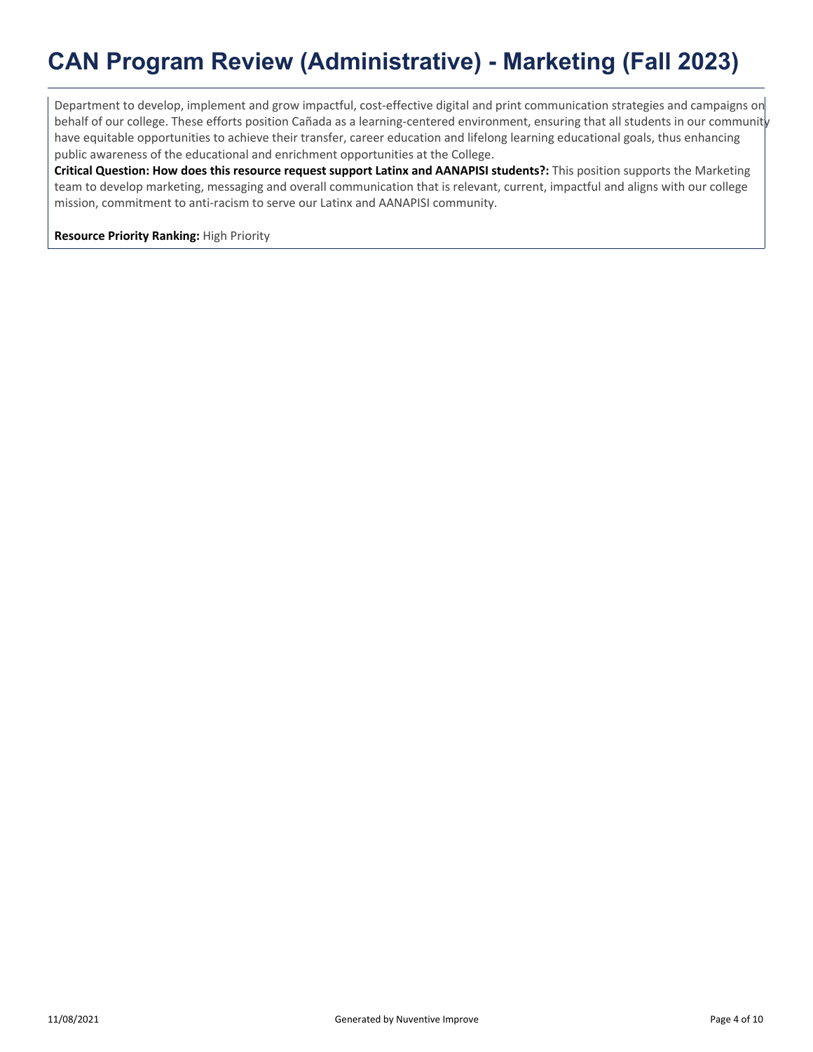Department to develop, implement and grow impactful, cost-effective digital and print communication strategies and campaigns on behalf of our college. These efforts position Cañada as a learning-centered environment, ensuring that all students in our community have equitable opportunities to achieve their transfer, career education and lifelong learning educational goals, thus enhancing public awareness of the educational and enrichment opportunities at the College.

**Critical Question: How does this resource request support Latinx and AANAPISI students?:** This position supports the Marketing team to develop marketing, messaging and overall communication that is relevant, current, impactful and aligns with our college mission, commitment to anti-racism to serve our Latinx and AANAPISI community.

**Resource Priority Ranking:** High Priority